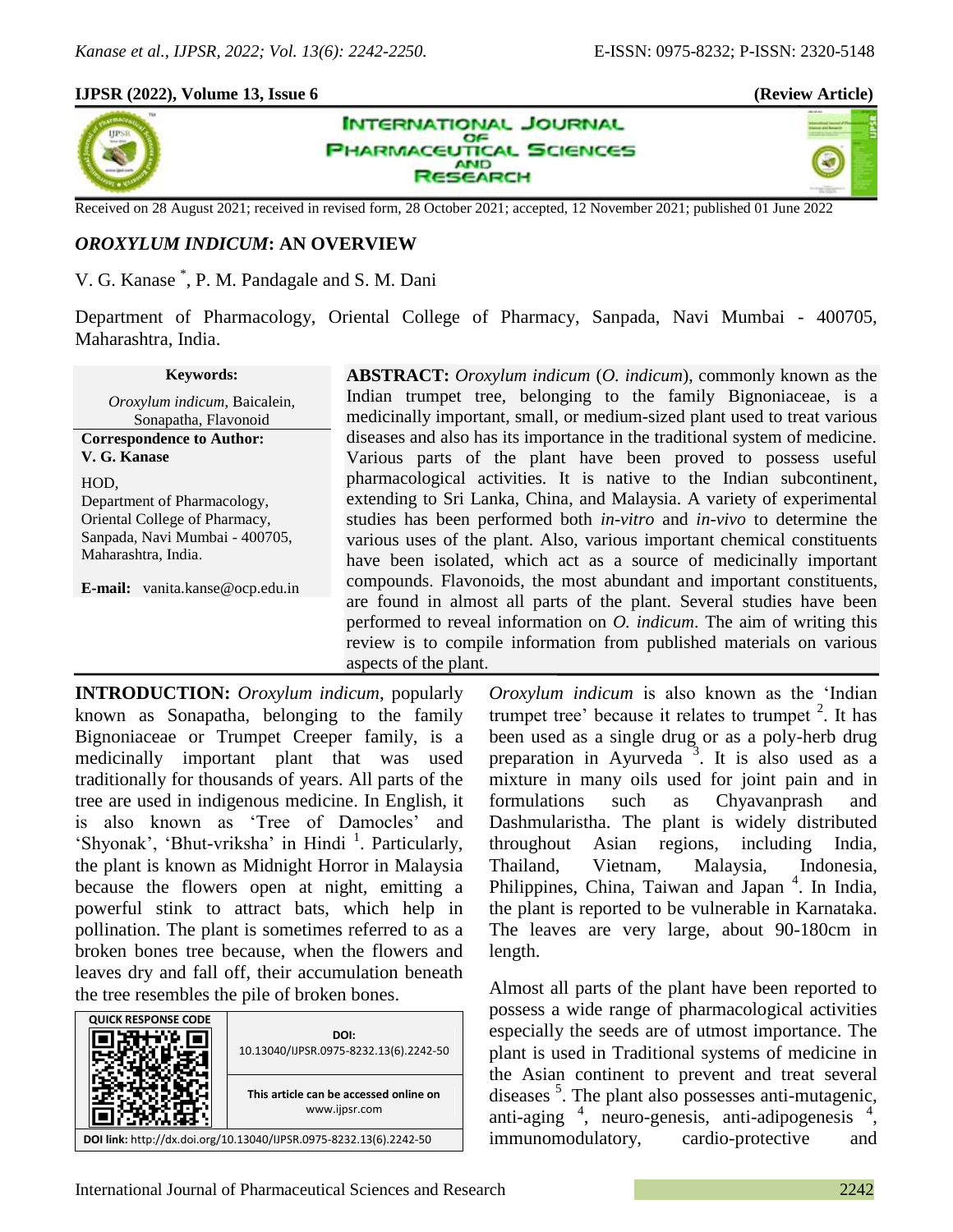**IJPSR (2022), Volume 13, Issue 6** **(Review Article)**

Received on 28 August 2021; received in revised form, 28 October 2021; accepted, 12 November 2021; published 01 June 2022

# *OROXYLUM INDICUM*: AN OVERVIEW

V. G. Kanase [*], P. M. Pandagale and S. M. Dani

Department of Pharmacology, Oriental College of Pharmacy, Sanpada, Navi Mumbai - 400705, Maharashtra, India.

**Keywords:**

*Oroxylum indicum*, Baicalein, Sonapatha, Flavonoid

**Correspondence to Author:**
**V. G. Kanase**

HOD,
Department of Pharmacology,
Oriental College of Pharmacy,
Sanpada, Navi Mumbai - 400705,
Maharashtra, India.

**E-mail:** vanita.kanse@ocp.edu.in

**ABSTRACT:** *Oroxylum indicum* (*O. indicum*), commonly known as the Indian trumpet tree, belonging to the family Bignoniaceae, is a medicinally important, small, or medium-sized plant used to treat various diseases and also has its importance in the traditional system of medicine. Various parts of the plant have been proved to possess useful pharmacological activities. It is native to the Indian subcontinent, extending to Sri Lanka, China, and Malaysia. A variety of experimental studies has been performed both *in-vitro* and *in-vivo* to determine the various uses of the plant. Also, various important chemical constituents have been isolated, which act as a source of medicinally important compounds. Flavonoids, the most abundant and important constituents, are found in almost all parts of the plant. Several studies have been performed to reveal information on *O. indicum*. The aim of writing this review is to compile information from published materials on various aspects of the plant.

**INTRODUCTION:** *Oroxylum indicum*, popularly known as Sonapatha, belonging to the family Bignoniaceae or Trumpet Creeper family, is a medicinally important plant that was used traditionally for thousands of years. All parts of the tree are used in indigenous medicine. In English, it is also known as 'Tree of Damocles' and 'Shyonak', 'Bhut-vriksha' in Hindi [1]. Particularly, the plant is known as Midnight Horror in Malaysia because the flowers open at night, emitting a powerful stink to attract bats, which help in pollination. The plant is sometimes referred to as a broken bones tree because, when the flowers and leaves dry and fall off, their accumulation beneath the tree resembles the pile of broken bones.

| QUICK RESPONSE CODE | DOI: 10.13040/IJPSR.0975-8232.13(6).2242-50 |
|---|---|
| | This article can be accessed online on www.ijpsr.com |

**DOI link:** http://dx.doi.org/10.13040/IJPSR.0975-8232.13(6).2242-50

*Oroxylum indicum* is also known as the 'Indian trumpet tree' because it relates to trumpet [2]. It has been used as a single drug or as a poly-herb drug preparation in Ayurveda [3]. It is also used as a mixture in many oils used for joint pain and in formulations such as Chyavanprash and Dashmularistha. The plant is widely distributed throughout Asian regions, including India, Thailand, Vietnam, Malaysia, Indonesia, Philippines, China, Taiwan and Japan [4]. In India, the plant is reported to be vulnerable in Karnataka. The leaves are very large, about 90-180cm in length.

Almost all parts of the plant have been reported to possess a wide range of pharmacological activities especially the seeds are of utmost importance. The plant is used in Traditional systems of medicine in the Asian continent to prevent and treat several diseases [5]. The plant also possesses anti-mutagenic, anti-aging [4], neuro-genesis, anti-adipogenesis [4], immunomodulatory, cardio-protective and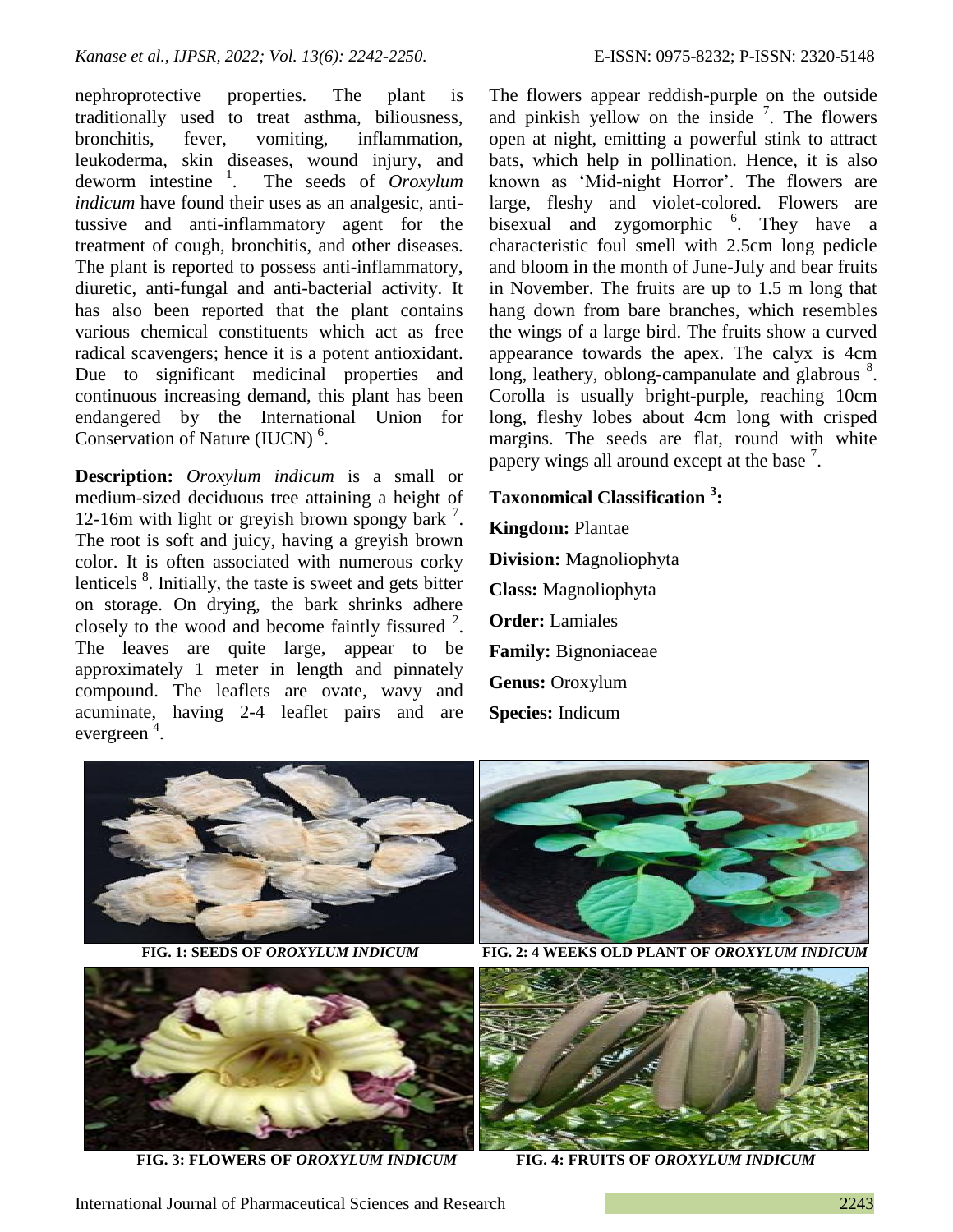nephroprotective properties. The plant is traditionally used to treat asthma, biliousness, bronchitis, fever, vomiting, inflammation, leukoderma, skin diseases, wound injury, and deworm intestine [1]. The seeds of *Oroxylum indicum* have found their uses as an analgesic, anti-tussive and anti-inflammatory agent for the treatment of cough, bronchitis, and other diseases. The plant is reported to possess anti-inflammatory, diuretic, anti-fungal and anti-bacterial activity. It has also been reported that the plant contains various chemical constituents which act as free radical scavengers; hence it is a potent antioxidant. Due to significant medicinal properties and continuous increasing demand, this plant has been endangered by the International Union for Conservation of Nature (IUCN) [6].

**Description:** *Oroxylum indicum* is a small or medium-sized deciduous tree attaining a height of 12-16m with light or greyish brown spongy bark [7]. The root is soft and juicy, having a greyish brown color. It is often associated with numerous corky lenticels [8]. Initially, the taste is sweet and gets bitter on storage. On drying, the bark shrinks adhere closely to the wood and become faintly fissured [2]. The leaves are quite large, appear to be approximately 1 meter in length and pinnately compound. The leaflets are ovate, wavy and acuminate, having 2-4 leaflet pairs and are evergreen [4].

The flowers appear reddish-purple on the outside and pinkish yellow on the inside [7]. The flowers open at night, emitting a powerful stink to attract bats, which help in pollination. Hence, it is also known as 'Mid-night Horror'. The flowers are large, fleshy and violet-colored. Flowers are bisexual and zygomorphic [6]. They have a characteristic foul smell with 2.5cm long pedicle and bloom in the month of June-July and bear fruits in November. The fruits are up to 1.5 m long that hang down from bare branches, which resembles the wings of a large bird. The fruits show a curved appearance towards the apex. The calyx is 4cm long, leathery, oblong-campanulate and glabrous [8]. Corolla is usually bright-purple, reaching 10cm long, fleshy lobes about 4cm long with crisped margins. The seeds are flat, round with white papery wings all around except at the base [7].

**Taxonomical Classification [3]:**

**Kingdom:** Plantae

**Division:** Magnoliophyta

**Class:** Magnoliophyta

**Order:** Lamiales

**Family:** Bignoniaceae

**Genus:** Oroxylum

**Species:** Indicum

**FIG. 1: SEEDS OF *OROXYLUM INDICUM***

**FIG. 2: 4 WEEKS OLD PLANT OF *OROXYLUM INDICUM***

**FIG. 3: FLOWERS OF *OROXYLUM INDICUM***

**FIG. 4: FRUITS OF *OROXYLUM INDICUM***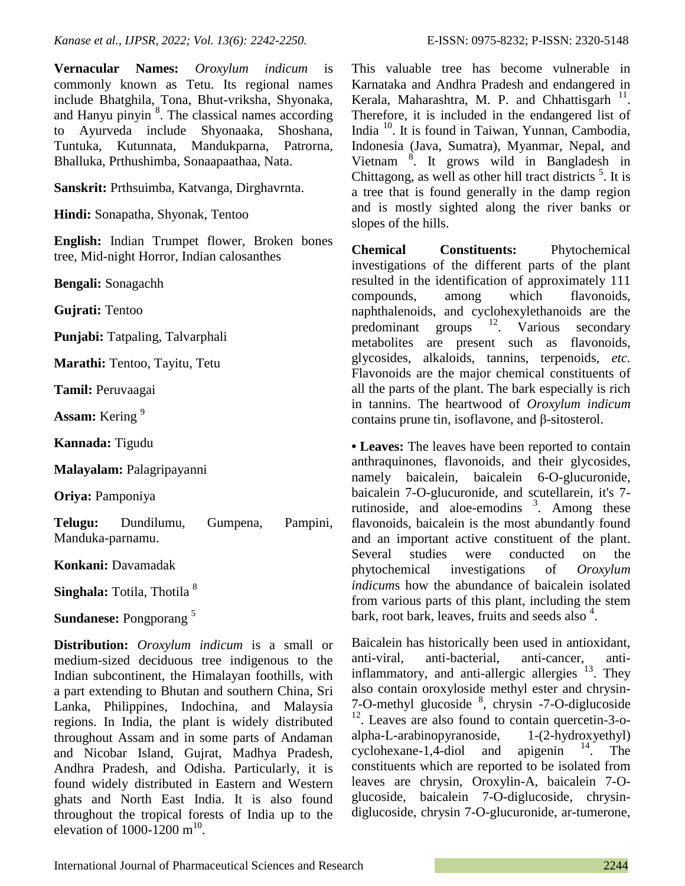**Vernacular Names:** *Oroxylum indicum* is commonly known as Tetu. Its regional names include Bhatghila, Tona, Bhut-vriksha, Shyonaka, and Hanyu pinyin [8]. The classical names according to Ayurveda include Shyonaaka, Shoshana, Tuntuka, Kutunnata, Mandukparna, Patrorna, Bhalluka, Prthushimba, Sonaapaathaa, Nata.

**Sanskrit:** Prthsuimba, Katvanga, Dirghavrnta.

**Hindi:** Sonapatha, Shyonak, Tentoo

**English:** Indian Trumpet flower, Broken bones tree, Mid-night Horror, Indian calosanthes

**Bengali:** Sonagachh

**Gujrati:** Tentoo

**Punjabi:** Tatpaling, Talvarphali

**Marathi:** Tentoo, Tayitu, Tetu

**Tamil:** Peruvaagai

**Assam:** Kering [9]

**Kannada:** Tigudu

**Malayalam:** Palagripayanni

**Oriya:** Pamponiya

**Telugu:** Dundilumu, Gumpena, Pampini, Manduka-parnamu.

**Konkani:** Davamadak

**Singhala:** Totila, Thotila [8]

**Sundanese:** Pongporang [5]

**Distribution:** *Oroxylum indicum* is a small or medium-sized deciduous tree indigenous to the Indian subcontinent, the Himalayan foothills, with a part extending to Bhutan and southern China, Sri Lanka, Philippines, Indochina, and Malaysia regions. In India, the plant is widely distributed throughout Assam and in some parts of Andaman and Nicobar Island, Gujrat, Madhya Pradesh, Andhra Pradesh, and Odisha. Particularly, it is found widely distributed in Eastern and Western ghats and North East India. It is also found throughout the tropical forests of India up to the elevation of 1000-1200 m[10].

This valuable tree has become vulnerable in Karnataka and Andhra Pradesh and endangered in Kerala, Maharashtra, M. P. and Chhattisgarh [11]. Therefore, it is included in the endangered list of India [10]. It is found in Taiwan, Yunnan, Cambodia, Indonesia (Java, Sumatra), Myanmar, Nepal, and Vietnam [8]. It grows wild in Bangladesh in Chittagong, as well as other hill tract districts [5]. It is a tree that is found generally in the damp region and is mostly sighted along the river banks or slopes of the hills.

**Chemical Constituents:** Phytochemical investigations of the different parts of the plant resulted in the identification of approximately 111 compounds, among which flavonoids, naphthalenoids, and cyclohexylethanoids are the predominant groups [12]. Various secondary metabolites are present such as flavonoids, glycosides, alkaloids, tannins, terpenoids, *etc.* Flavonoids are the major chemical constituents of all the parts of the plant. The bark especially is rich in tannins. The heartwood of *Oroxylum indicum* contains prune tin, isoflavone, and β-sitosterol.

- **Leaves:** The leaves have been reported to contain anthraquinones, flavonoids, and their glycosides, namely baicalein, baicalein 6-O-glucuronide, baicalein 7-O-glucuronide, and scutellarein, it's 7-rutinoside, and aloe-emodins [3]. Among these flavonoids, baicalein is the most abundantly found and an important active constituent of the plant. Several studies were conducted on the phytochemical investigations of *Oroxylum indicum*s how the abundance of baicalein isolated from various parts of this plant, including the stem bark, root bark, leaves, fruits and seeds also [4].

Baicalein has historically been used in antioxidant, anti-viral, anti-bacterial, anti-cancer, anti-inflammatory, and anti-allergic allergies [13]. They also contain oroxyloside methyl ester and chrysin-7-O-methyl glucoside [8], chrysin -7-O-diglucoside [12]. Leaves are also found to contain quercetin-3-o-alpha-L-arabinopyranoside, 1-(2-hydroxyethyl) cyclohexane-1,4-diol and apigenin [14]. The constituents which are reported to be isolated from leaves are chrysin, Oroxylin-A, baicalein 7-O-glucoside, baicalein 7-O-diglucoside, chrysin-diglucoside, chrysin 7-O-glucuronide, ar-tumerone,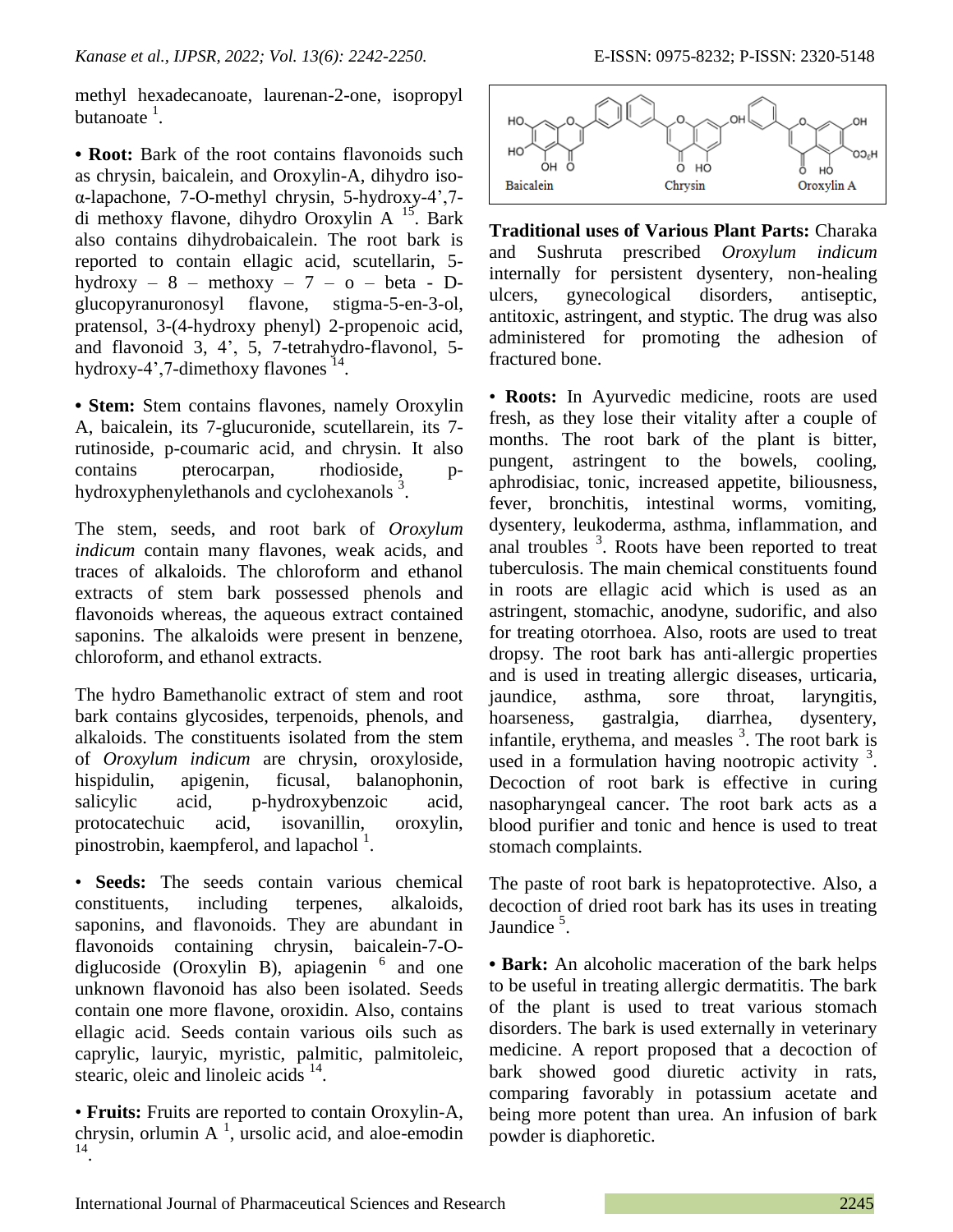methyl hexadecanoate, laurenan-2-one, isopropyl butanoate [1].

**• Root:** Bark of the root contains flavonoids such as chrysin, baicalein, and Oroxylin-A, dihydro iso-α-lapachone, 7-O-methyl chrysin, 5-hydroxy-4',7-di methoxy flavone, dihydro Oroxylin A [15]. Bark also contains dihydrobaicalein. The root bark is reported to contain ellagic acid, scutellarin, 5-hydroxy – 8 – methoxy – 7 – o – beta - D-glucopyranuronosyl flavone, stigma-5-en-3-ol, pratensol, 3-(4-hydroxy phenyl) 2-propenoic acid, and flavonoid 3, 4', 5, 7-tetrahydro-flavonol, 5-hydroxy-4',7-dimethoxy flavones [14].

**• Stem:** Stem contains flavones, namely Oroxylin A, baicalein, its 7-glucuronide, scutellarein, its 7-rutinoside, p-coumaric acid, and chrysin. It also contains pterocarpan, rhodioside, p-hydroxyphenylethanols and cyclohexanols [3].

The stem, seeds, and root bark of *Oroxylum indicum* contain many flavones, weak acids, and traces of alkaloids. The chloroform and ethanol extracts of stem bark possessed phenols and flavonoids whereas, the aqueous extract contained saponins. The alkaloids were present in benzene, chloroform, and ethanol extracts.

The hydro Bamethanolic extract of stem and root bark contains glycosides, terpenoids, phenols, and alkaloids. The constituents isolated from the stem of *Oroxylum indicum* are chrysin, oroxyloside, hispidulin, apigenin, ficusal, balanophonin, salicylic acid, p-hydroxybenzoic acid, protocatechuic acid, isovanillin, oroxylin, pinostrobin, kaempferol, and lapachol [1].

**• Seeds:** The seeds contain various chemical constituents, including terpenes, alkaloids, saponins, and flavonoids. They are abundant in flavonoids containing chrysin, baicalein-7-O-diglucoside (Oroxylin B), apiagenin [6] and one unknown flavonoid has also been isolated. Seeds contain one more flavone, oroxidin. Also, contains ellagic acid. Seeds contain various oils such as caprylic, lauryic, myristic, palmitic, palmitoleic, stearic, oleic and linoleic acids [14].

**• Fruits:** Fruits are reported to contain Oroxylin-A, chrysin, orlumin A [1], ursolic acid, and aloe-emodin [14].

Baicalein   Chrysin   Oroxylin A

**Traditional uses of Various Plant Parts:** Charaka and Sushruta prescribed *Oroxylum indicum* internally for persistent dysentery, non-healing ulcers, gynecological disorders, antiseptic, antitoxic, astringent, and styptic. The drug was also administered for promoting the adhesion of fractured bone.

**• Roots:** In Ayurvedic medicine, roots are used fresh, as they lose their vitality after a couple of months. The root bark of the plant is bitter, pungent, astringent to the bowels, cooling, aphrodisiac, tonic, increased appetite, biliousness, fever, bronchitis, intestinal worms, vomiting, dysentery, leukoderma, asthma, inflammation, and anal troubles [3]. Roots have been reported to treat tuberculosis. The main chemical constituents found in roots are ellagic acid which is used as an astringent, stomachic, anodyne, sudorific, and also for treating otorrhoea. Also, roots are used to treat dropsy. The root bark has anti-allergic properties and is used in treating allergic diseases, urticaria, jaundice, asthma, sore throat, laryngitis, hoarseness, gastralgia, diarrhea, dysentery, infantile, erythema, and measles [3]. The root bark is used in a formulation having nootropic activity [3]. Decoction of root bark is effective in curing nasopharyngeal cancer. The root bark acts as a blood purifier and tonic and hence is used to treat stomach complaints.

The paste of root bark is hepatoprotective. Also, a decoction of dried root bark has its uses in treating Jaundice [5].

**• Bark:** An alcoholic maceration of the bark helps to be useful in treating allergic dermatitis. The bark of the plant is used to treat various stomach disorders. The bark is used externally in veterinary medicine. A report proposed that a decoction of bark showed good diuretic activity in rats, comparing favorably in potassium acetate and being more potent than urea. An infusion of bark powder is diaphoretic.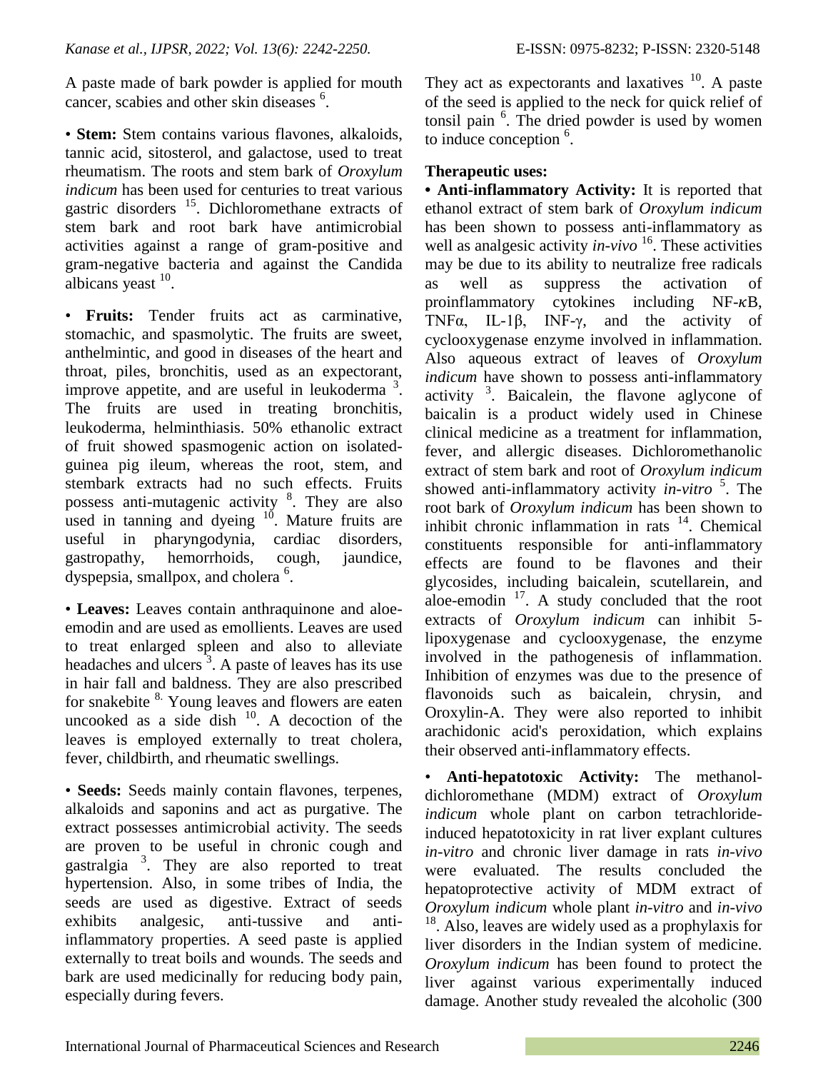A paste made of bark powder is applied for mouth cancer, scabies and other skin diseases [6].

• **Stem:** Stem contains various flavones, alkaloids, tannic acid, sitosterol, and galactose, used to treat rheumatism. The roots and stem bark of *Oroxylum indicum* has been used for centuries to treat various gastric disorders [15]. Dichloromethane extracts of stem bark and root bark have antimicrobial activities against a range of gram-positive and gram-negative bacteria and against the Candida albicans yeast [10].

• **Fruits:** Tender fruits act as carminative, stomachic, and spasmolytic. The fruits are sweet, anthelmintic, and good in diseases of the heart and throat, piles, bronchitis, used as an expectorant, improve appetite, and are useful in leukoderma [3]. The fruits are used in treating bronchitis, leukoderma, helminthiasis. 50% ethanolic extract of fruit showed spasmogenic action on isolated-guinea pig ileum, whereas the root, stem, and stembark extracts had no such effects. Fruits possess anti-mutagenic activity [8]. They are also used in tanning and dyeing [10]. Mature fruits are useful in pharyngodynia, cardiac disorders, gastropathy, hemorrhoids, cough, jaundice, dyspepsia, smallpox, and cholera [6].

• **Leaves:** Leaves contain anthraquinone and aloe-emodin and are used as emollients. Leaves are used to treat enlarged spleen and also to alleviate headaches and ulcers [3]. A paste of leaves has its use in hair fall and baldness. They are also prescribed for snakebite [8]. Young leaves and flowers are eaten uncooked as a side dish [10]. A decoction of the leaves is employed externally to treat cholera, fever, childbirth, and rheumatic swellings.

• **Seeds:** Seeds mainly contain flavones, terpenes, alkaloids and saponins and act as purgative. The extract possesses antimicrobial activity. The seeds are proven to be useful in chronic cough and gastralgia [3]. They are also reported to treat hypertension. Also, in some tribes of India, the seeds are used as digestive. Extract of seeds exhibits analgesic, anti-tussive and anti-inflammatory properties. A seed paste is applied externally to treat boils and wounds. The seeds and bark are used medicinally for reducing body pain, especially during fevers. They act as expectorants and laxatives [10]. A paste of the seed is applied to the neck for quick relief of tonsil pain [6]. The dried powder is used by women to induce conception [6].

**Therapeutic uses:**

**• Anti-inflammatory Activity:** It is reported that ethanol extract of stem bark of *Oroxylum indicum* has been shown to possess anti-inflammatory as well as analgesic activity *in-vivo* [16]. These activities may be due to its ability to neutralize free radicals as well as suppress the activation of proinflammatory cytokines including NF-κB, TNFα, IL-1β, INF-γ, and the activity of cyclooxygenase enzyme involved in inflammation. Also aqueous extract of leaves of *Oroxylum indicum* have shown to possess anti-inflammatory activity [3]. Baicalein, the flavone aglycone of baicalin is a product widely used in Chinese clinical medicine as a treatment for inflammation, fever, and allergic diseases. Dichloromethanolic extract of stem bark and root of *Oroxylum indicum* showed anti-inflammatory activity *in-vitro* [5]. The root bark of *Oroxylum indicum* has been shown to inhibit chronic inflammation in rats [14]. Chemical constituents responsible for anti-inflammatory effects are found to be flavones and their glycosides, including baicalein, scutellarein, and aloe-emodin [17]. A study concluded that the root extracts of *Oroxylum indicum* can inhibit 5-lipoxygenase and cyclooxygenase, the enzyme involved in the pathogenesis of inflammation. Inhibition of enzymes was due to the presence of flavonoids such as baicalein, chrysin, and Oroxylin-A. They were also reported to inhibit arachidonic acid's peroxidation, which explains their observed anti-inflammatory effects.

• **Anti-hepatotoxic Activity:** The methanol-dichloromethane (MDM) extract of *Oroxylum indicum* whole plant on carbon tetrachloride-induced hepatotoxicity in rat liver explant cultures *in-vitro* and chronic liver damage in rats *in-vivo* were evaluated. The results concluded the hepatoprotective activity of MDM extract of *Oroxylum indicum* whole plant *in-vitro* and *in-vivo* [18]. Also, leaves are widely used as a prophylaxis for liver disorders in the Indian system of medicine. *Oroxylum indicum* has been found to protect the liver against various experimentally induced damage. Another study revealed the alcoholic (300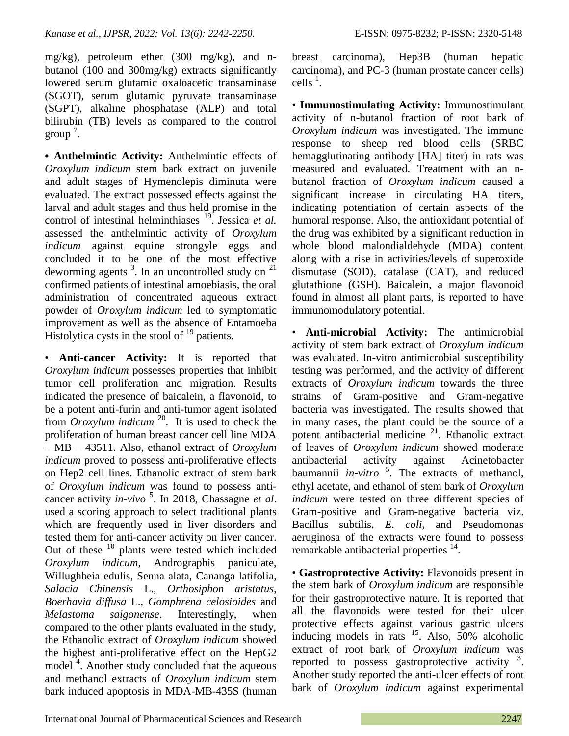mg/kg), petroleum ether (300 mg/kg), and n-butanol (100 and 300mg/kg) extracts significantly lowered serum glutamic oxaloacetic transaminase (SGOT), serum glutamic pyruvate transaminase (SGPT), alkaline phosphatase (ALP) and total bilirubin (TB) levels as compared to the control group [7].

• **Anthelmintic Activity:** Anthelmintic effects of *Oroxylum indicum* stem bark extract on juvenile and adult stages of Hymenolepis diminuta were evaluated. The extract possessed effects against the larval and adult stages and thus held promise in the control of intestinal helminthiases [19]. Jessica *et al.* assessed the anthelmintic activity of *Oroxylum indicum* against equine strongyle eggs and concluded it to be one of the most effective deworming agents [3]. In an uncontrolled study on [21] confirmed patients of intestinal amoebiasis, the oral administration of concentrated aqueous extract powder of *Oroxylum indicum* led to symptomatic improvement as well as the absence of Entamoeba Histolytica cysts in the stool of [19] patients.

• **Anti-cancer Activity:** It is reported that *Oroxylum indicum* possesses properties that inhibit tumor cell proliferation and migration. Results indicated the presence of baicalein, a flavonoid, to be a potent anti-furin and anti-tumor agent isolated from *Oroxylum indicum* [20]. It is used to check the proliferation of human breast cancer cell line MDA – MB – 43511. Also, ethanol extract of *Oroxylum indicum* proved to possess anti-proliferative effects on Hep2 cell lines. Ethanolic extract of stem bark of *Oroxylum indicum* was found to possess anti-cancer activity *in-vivo* [5]. In 2018, Chassagne *et al*. used a scoring approach to select traditional plants which are frequently used in liver disorders and tested them for anti-cancer activity on liver cancer. Out of these [10] plants were tested which included *Oroxylum indicum*, Andrographis paniculate, Willughbeia edulis, Senna alata, Cananga latifolia, *Salacia Chinensis* L., *Orthosiphon aristatus*, *Boerhavia diffusa* L., *Gomphrena celosioides* and *Melastoma saigonense*. Interestingly, when compared to the other plants evaluated in the study, the Ethanolic extract of *Oroxylum indicum* showed the highest anti-proliferative effect on the HepG2 model [4]. Another study concluded that the aqueous and methanol extracts of *Oroxylum indicum* stem bark induced apoptosis in MDA-MB-435S (human breast carcinoma), Hep3B (human hepatic carcinoma), and PC-3 (human prostate cancer cells) cells [1].

• **Immunostimulating Activity:** Immunostimulant activity of n-butanol fraction of root bark of *Oroxylum indicum* was investigated. The immune response to sheep red blood cells (SRBC hemagglutinating antibody [HA] titer) in rats was measured and evaluated. Treatment with an n-butanol fraction of *Oroxylum indicum* caused a significant increase in circulating HA titers, indicating potentiation of certain aspects of the humoral response. Also, the antioxidant potential of the drug was exhibited by a significant reduction in whole blood malondialdehyde (MDA) content along with a rise in activities/levels of superoxide dismutase (SOD), catalase (CAT), and reduced glutathione (GSH). Baicalein, a major flavonoid found in almost all plant parts, is reported to have immunomodulatory potential.

• **Anti-microbial Activity:** The antimicrobial activity of stem bark extract of *Oroxylum indicum* was evaluated. In-vitro antimicrobial susceptibility testing was performed, and the activity of different extracts of *Oroxylum indicum* towards the three strains of Gram-positive and Gram-negative bacteria was investigated. The results showed that in many cases, the plant could be the source of a potent antibacterial medicine [21]. Ethanolic extract of leaves of *Oroxylum indicum* showed moderate antibacterial activity against Acinetobacter baumannii *in-vitro* [5]. The extracts of methanol, ethyl acetate, and ethanol of stem bark of *Oroxylum indicum* were tested on three different species of Gram-positive and Gram-negative bacteria viz. Bacillus subtilis, *E. coli*, and Pseudomonas aeruginosa of the extracts were found to possess remarkable antibacterial properties [14].

• **Gastroprotective Activity:** Flavonoids present in the stem bark of *Oroxylum indicum* are responsible for their gastroprotective nature. It is reported that all the flavonoids were tested for their ulcer protective effects against various gastric ulcers inducing models in rats [15]. Also, 50% alcoholic extract of root bark of *Oroxylum indicum* was reported to possess gastroprotective activity [3]. Another study reported the anti-ulcer effects of root bark of *Oroxylum indicum* against experimental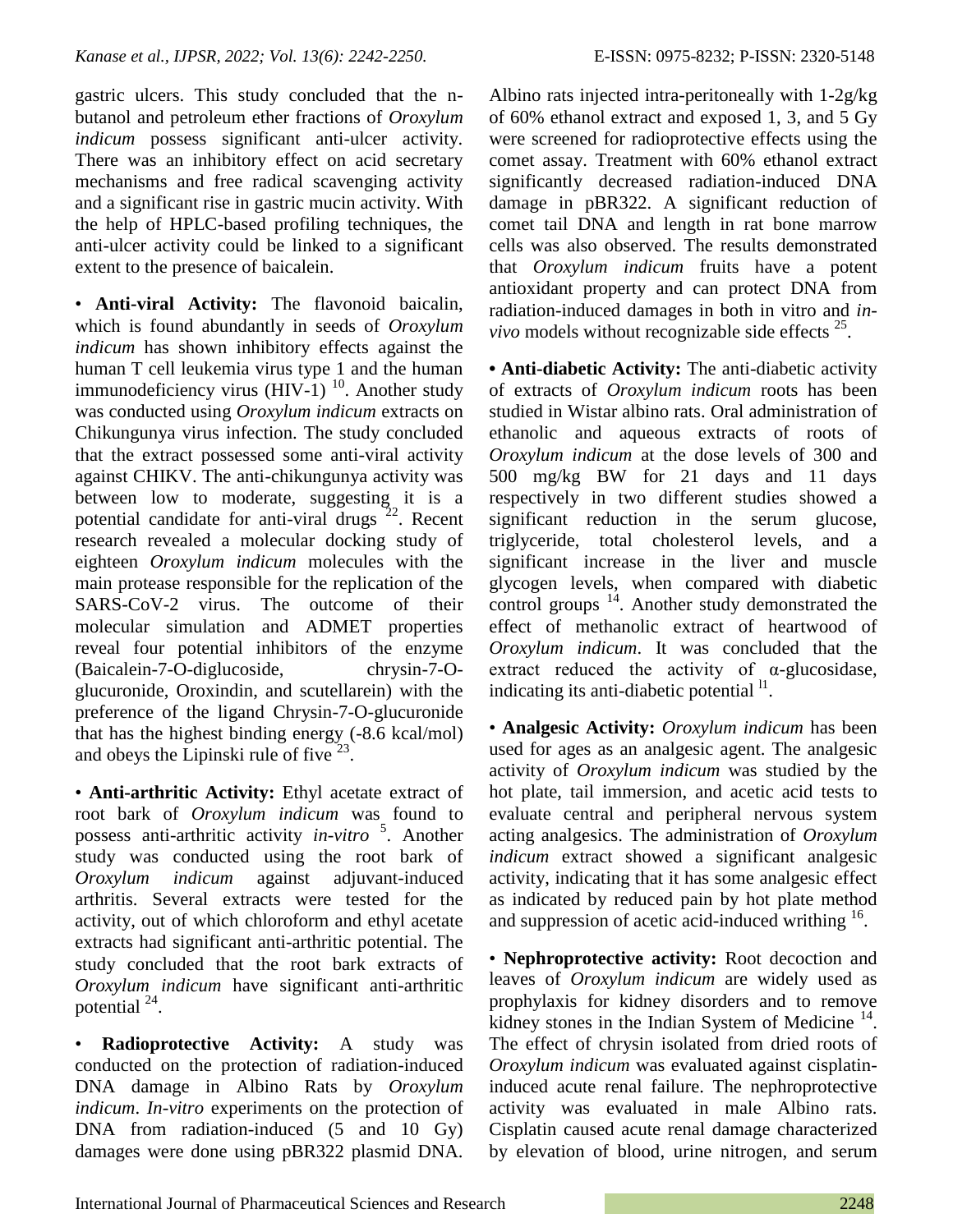gastric ulcers. This study concluded that the n-butanol and petroleum ether fractions of *Oroxylum indicum* possess significant anti-ulcer activity. There was an inhibitory effect on acid secretary mechanisms and free radical scavenging activity and a significant rise in gastric mucin activity. With the help of HPLC-based profiling techniques, the anti-ulcer activity could be linked to a significant extent to the presence of baicalein.

• **Anti-viral Activity:** The flavonoid baicalin, which is found abundantly in seeds of *Oroxylum indicum* has shown inhibitory effects against the human T cell leukemia virus type 1 and the human immunodeficiency virus (HIV-1) [10]. Another study was conducted using *Oroxylum indicum* extracts on Chikungunya virus infection. The study concluded that the extract possessed some anti-viral activity against CHIKV. The anti-chikungunya activity was between low to moderate, suggesting it is a potential candidate for anti-viral drugs [22]. Recent research revealed a molecular docking study of eighteen *Oroxylum indicum* molecules with the main protease responsible for the replication of the SARS-CoV-2 virus. The outcome of their molecular simulation and ADMET properties reveal four potential inhibitors of the enzyme (Baicalein-7-O-diglucoside, chrysin-7-O-glucuronide, Oroxindin, and scutellarein) with the preference of the ligand Chrysin-7-O-glucuronide that has the highest binding energy (-8.6 kcal/mol) and obeys the Lipinski rule of five [23].

• **Anti-arthritic Activity:** Ethyl acetate extract of root bark of *Oroxylum indicum* was found to possess anti-arthritic activity *in-vitro* [5]. Another study was conducted using the root bark of *Oroxylum indicum* against adjuvant-induced arthritis. Several extracts were tested for the activity, out of which chloroform and ethyl acetate extracts had significant anti-arthritic potential. The study concluded that the root bark extracts of *Oroxylum indicum* have significant anti-arthritic potential [24].

• **Radioprotective Activity:** A study was conducted on the protection of radiation-induced DNA damage in Albino Rats by *Oroxylum indicum*. *In-vitro* experiments on the protection of DNA from radiation-induced (5 and 10 Gy) damages were done using pBR322 plasmid DNA. Albino rats injected intra-peritoneally with 1-2g/kg of 60% ethanol extract and exposed 1, 3, and 5 Gy were screened for radioprotective effects using the comet assay. Treatment with 60% ethanol extract significantly decreased radiation-induced DNA damage in pBR322. A significant reduction of comet tail DNA and length in rat bone marrow cells was also observed. The results demonstrated that *Oroxylum indicum* fruits have a potent antioxidant property and can protect DNA from radiation-induced damages in both in vitro and *in-vivo* models without recognizable side effects [25].

• **Anti-diabetic Activity:** The anti-diabetic activity of extracts of *Oroxylum indicum* roots has been studied in Wistar albino rats. Oral administration of ethanolic and aqueous extracts of roots of *Oroxylum indicum* at the dose levels of 300 and 500 mg/kg BW for 21 days and 11 days respectively in two different studies showed a significant reduction in the serum glucose, triglyceride, total cholesterol levels, and a significant increase in the liver and muscle glycogen levels, when compared with diabetic control groups [14]. Another study demonstrated the effect of methanolic extract of heartwood of *Oroxylum indicum*. It was concluded that the extract reduced the activity of α-glucosidase, indicating its anti-diabetic potential [11].

• **Analgesic Activity:** *Oroxylum indicum* has been used for ages as an analgesic agent. The analgesic activity of *Oroxylum indicum* was studied by the hot plate, tail immersion, and acetic acid tests to evaluate central and peripheral nervous system acting analgesics. The administration of *Oroxylum indicum* extract showed a significant analgesic activity, indicating that it has some analgesic effect as indicated by reduced pain by hot plate method and suppression of acetic acid-induced writhing [16].

• **Nephroprotective activity:** Root decoction and leaves of *Oroxylum indicum* are widely used as prophylaxis for kidney disorders and to remove kidney stones in the Indian System of Medicine [14]. The effect of chrysin isolated from dried roots of *Oroxylum indicum* was evaluated against cisplatin-induced acute renal failure. The nephroprotective activity was evaluated in male Albino rats. Cisplatin caused acute renal damage characterized by elevation of blood, urine nitrogen, and serum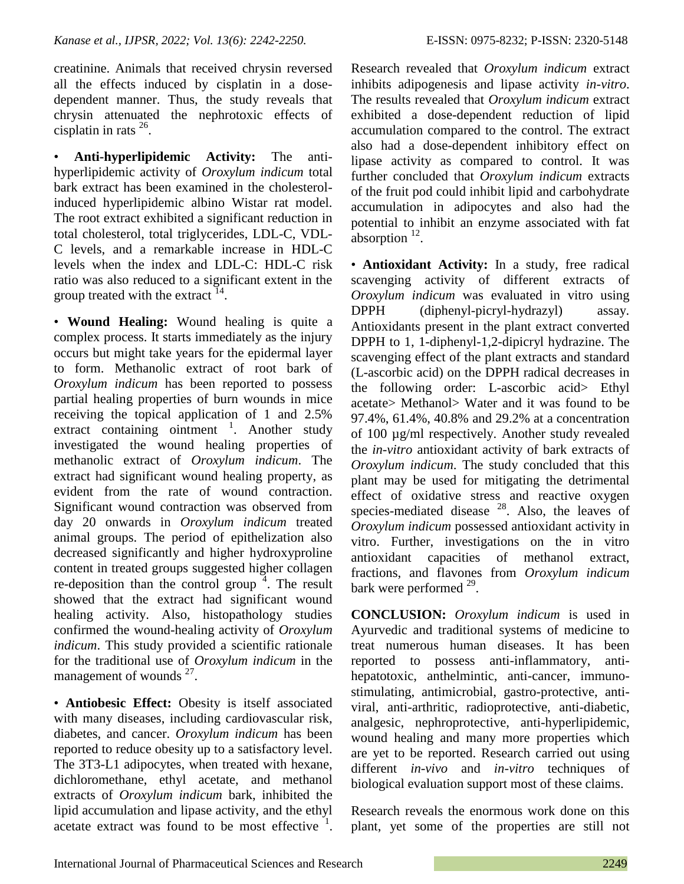creatinine. Animals that received chrysin reversed all the effects induced by cisplatin in a dose-dependent manner. Thus, the study reveals that chrysin attenuated the nephrotoxic effects of cisplatin in rats [26].

• **Anti-hyperlipidemic Activity:** The anti-hyperlipidemic activity of *Oroxylum indicum* total bark extract has been examined in the cholesterol-induced hyperlipidemic albino Wistar rat model. The root extract exhibited a significant reduction in total cholesterol, total triglycerides, LDL-C, VDL-C levels, and a remarkable increase in HDL-C levels when the index and LDL-C: HDL-C risk ratio was also reduced to a significant extent in the group treated with the extract [14].

• **Wound Healing:** Wound healing is quite a complex process. It starts immediately as the injury occurs but might take years for the epidermal layer to form. Methanolic extract of root bark of *Oroxylum indicum* has been reported to possess partial healing properties of burn wounds in mice receiving the topical application of 1 and 2.5% extract containing ointment [1]. Another study investigated the wound healing properties of methanolic extract of *Oroxylum indicum*. The extract had significant wound healing property, as evident from the rate of wound contraction. Significant wound contraction was observed from day 20 onwards in *Oroxylum indicum* treated animal groups. The period of epithelization also decreased significantly and higher hydroxyproline content in treated groups suggested higher collagen re-deposition than the control group [4]. The result showed that the extract had significant wound healing activity. Also, histopathology studies confirmed the wound-healing activity of *Oroxylum indicum*. This study provided a scientific rationale for the traditional use of *Oroxylum indicum* in the management of wounds [27].

• **Antiobesic Effect:** Obesity is itself associated with many diseases, including cardiovascular risk, diabetes, and cancer. *Oroxylum indicum* has been reported to reduce obesity up to a satisfactory level. The 3T3-L1 adipocytes, when treated with hexane, dichloromethane, ethyl acetate, and methanol extracts of *Oroxylum indicum* bark, inhibited the lipid accumulation and lipase activity, and the ethyl acetate extract was found to be most effective [1]. Research revealed that *Oroxylum indicum* extract inhibits adipogenesis and lipase activity *in-vitro*. The results revealed that *Oroxylum indicum* extract exhibited a dose-dependent reduction of lipid accumulation compared to the control. The extract also had a dose-dependent inhibitory effect on lipase activity as compared to control. It was further concluded that *Oroxylum indicum* extracts of the fruit pod could inhibit lipid and carbohydrate accumulation in adipocytes and also had the potential to inhibit an enzyme associated with fat absorption [12].

• **Antioxidant Activity:** In a study, free radical scavenging activity of different extracts of *Oroxylum indicum* was evaluated in vitro using DPPH (diphenyl-picryl-hydrazyl) assay. Antioxidants present in the plant extract converted DPPH to 1, 1-diphenyl-1,2-dipicryl hydrazine. The scavenging effect of the plant extracts and standard (L-ascorbic acid) on the DPPH radical decreases in the following order: L-ascorbic acid> Ethyl acetate> Methanol> Water and it was found to be 97.4%, 61.4%, 40.8% and 29.2% at a concentration of 100 µg/ml respectively. Another study revealed the *in-vitro* antioxidant activity of bark extracts of *Oroxylum indicum*. The study concluded that this plant may be used for mitigating the detrimental effect of oxidative stress and reactive oxygen species-mediated disease [28]. Also, the leaves of *Oroxylum indicum* possessed antioxidant activity in vitro. Further, investigations on the in vitro antioxidant capacities of methanol extract, fractions, and flavones from *Oroxylum indicum* bark were performed [29].

**CONCLUSION:** *Oroxylum indicum* is used in Ayurvedic and traditional systems of medicine to treat numerous human diseases. It has been reported to possess anti-inflammatory, anti-hepatotoxic, anthelmintic, anti-cancer, immuno-stimulating, antimicrobial, gastro-protective, anti-viral, anti-arthritic, radioprotective, anti-diabetic, analgesic, nephroprotective, anti-hyperlipidemic, wound healing and many more properties which are yet to be reported. Research carried out using different *in-vivo* and *in-vitro* techniques of biological evaluation support most of these claims.

Research reveals the enormous work done on this plant, yet some of the properties are still not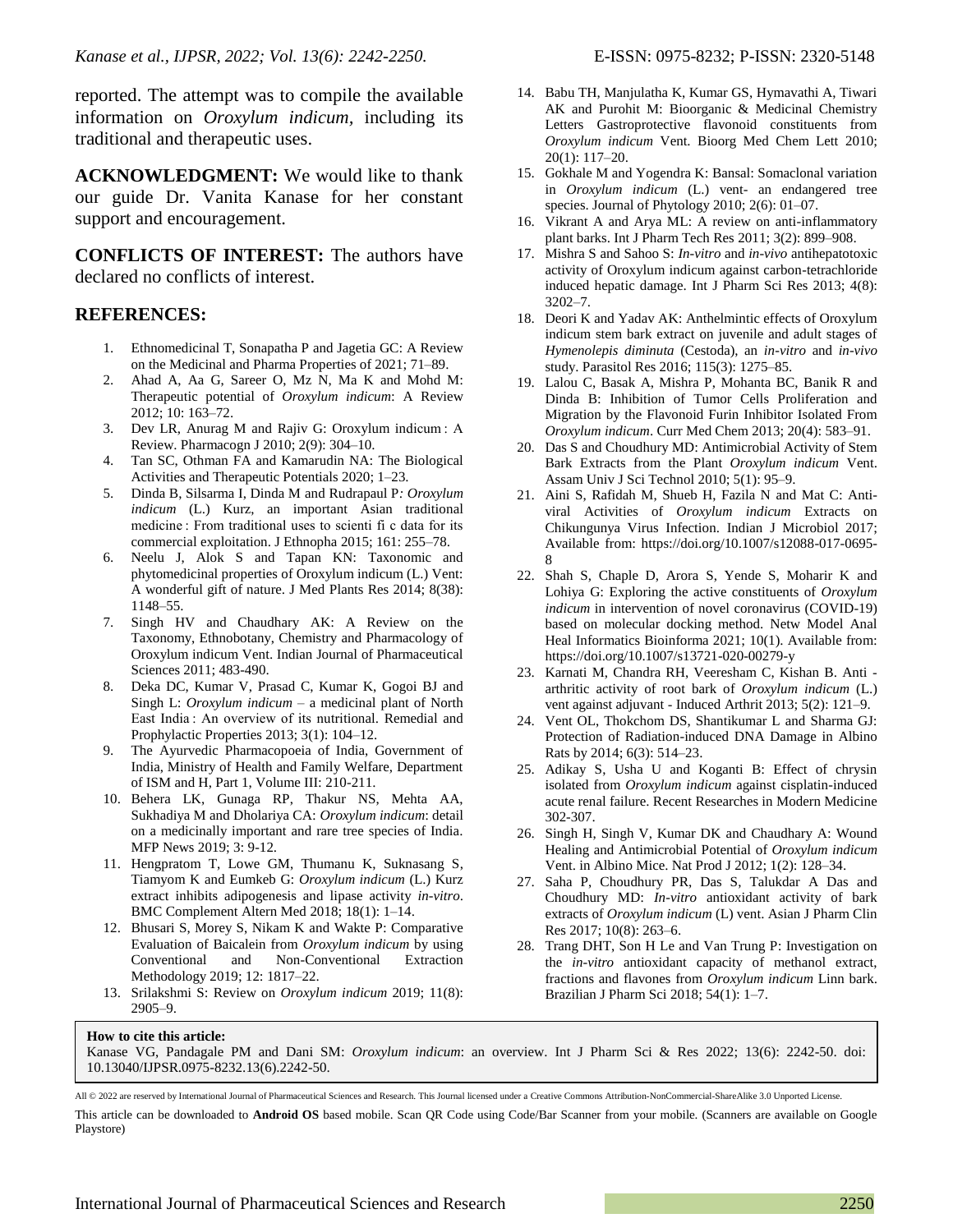reported. The attempt was to compile the available information on *Oroxylum indicum*, including its traditional and therapeutic uses.

**ACKNOWLEDGMENT:** We would like to thank our guide Dr. Vanita Kanase for her constant support and encouragement.

**CONFLICTS OF INTEREST:** The authors have declared no conflicts of interest.

## REFERENCES:

1. Ethnomedicinal T, Sonapatha P and Jagetia GC: A Review on the Medicinal and Pharma Properties of 2021; 71–89.
2. Ahad A, Aa G, Sareer O, Mz N, Ma K and Mohd M: Therapeutic potential of *Oroxylum indicum*: A Review 2012; 10: 163–72.
3. Dev LR, Anurag M and Rajiv G: Oroxylum indicum : A Review. Pharmacogn J 2010; 2(9): 304–10.
4. Tan SC, Othman FA and Kamarudin NA: The Biological Activities and Therapeutic Potentials 2020; 1–23.
5. Dinda B, Silsarma I, Dinda M and Rudrapaul P*: Oroxylum indicum* (L.) Kurz, an important Asian traditional medicine : From traditional uses to scienti fi c data for its commercial exploitation. J Ethnopha 2015; 161: 255–78.
6. Neelu J, Alok S and Tapan KN: Taxonomic and phytomedicinal properties of Oroxylum indicum (L.) Vent: A wonderful gift of nature. J Med Plants Res 2014; 8(38): 1148–55.
7. Singh HV and Chaudhary AK: A Review on the Taxonomy, Ethnobotany, Chemistry and Pharmacology of Oroxylum indicum Vent. Indian Journal of Pharmaceutical Sciences 2011; 483-490.
8. Deka DC, Kumar V, Prasad C, Kumar K, Gogoi BJ and Singh L: *Oroxylum indicum* – a medicinal plant of North East India : An overview of its nutritional. Remedial and Prophylactic Properties 2013; 3(1): 104–12.
9. The Ayurvedic Pharmacopoeia of India, Government of India, Ministry of Health and Family Welfare, Department of ISM and H, Part 1, Volume III: 210-211.
10. Behera LK, Gunaga RP, Thakur NS, Mehta AA, Sukhadiya M and Dholariya CA: *Oroxylum indicum*: detail on a medicinally important and rare tree species of India. MFP News 2019; 3: 9-12.
11. Hengpratom T, Lowe GM, Thumanu K, Suknasang S, Tiamyom K and Eumkeb G: *Oroxylum indicum* (L.) Kurz extract inhibits adipogenesis and lipase activity *in-vitro*. BMC Complement Altern Med 2018; 18(1): 1–14.
12. Bhusari S, Morey S, Nikam K and Wakte P: Comparative Evaluation of Baicalein from *Oroxylum indicum* by using Conventional and Non-Conventional Extraction Methodology 2019; 12: 1817–22.
13. Srilakshmi S: Review on *Oroxylum indicum* 2019; 11(8): 2905–9.
14. Babu TH, Manjulatha K, Kumar GS, Hymavathi A, Tiwari AK and Purohit M: Bioorganic & Medicinal Chemistry Letters Gastroprotective flavonoid constituents from *Oroxylum indicum* Vent. Bioorg Med Chem Lett 2010; 20(1): 117–20.
15. Gokhale M and Yogendra K: Bansal: Somaclonal variation in *Oroxylum indicum* (L.) vent- an endangered tree species. Journal of Phytology 2010; 2(6): 01–07.
16. Vikrant A and Arya ML: A review on anti-inflammatory plant barks. Int J Pharm Tech Res 2011; 3(2): 899–908.
17. Mishra S and Sahoo S: *In-vitro* and *in-vivo* antihepatotoxic activity of Oroxylum indicum against carbon-tetrachloride induced hepatic damage. Int J Pharm Sci Res 2013; 4(8): 3202–7.
18. Deori K and Yadav AK: Anthelmintic effects of Oroxylum indicum stem bark extract on juvenile and adult stages of *Hymenolepis diminuta* (Cestoda), an *in-vitro* and *in-vivo* study. Parasitol Res 2016; 115(3): 1275–85.
19. Lalou C, Basak A, Mishra P, Mohanta BC, Banik R and Dinda B: Inhibition of Tumor Cells Proliferation and Migration by the Flavonoid Furin Inhibitor Isolated From *Oroxylum indicum*. Curr Med Chem 2013; 20(4): 583–91.
20. Das S and Choudhury MD: Antimicrobial Activity of Stem Bark Extracts from the Plant *Oroxylum indicum* Vent. Assam Univ J Sci Technol 2010; 5(1): 95–9.
21. Aini S, Rafidah M, Shueb H, Fazila N and Mat C: Anti-viral Activities of *Oroxylum indicum* Extracts on Chikungunya Virus Infection. Indian J Microbiol 2017; Available from: https://doi.org/10.1007/s12088-017-0695-8
22. Shah S, Chaple D, Arora S, Yende S, Moharir K and Lohiya G: Exploring the active constituents of *Oroxylum indicum* in intervention of novel coronavirus (COVID-19) based on molecular docking method. Netw Model Anal Heal Informatics Bioinforma 2021; 10(1). Available from: https://doi.org/10.1007/s13721-020-00279-y
23. Karnati M, Chandra RH, Veeresham C, Kishan B. Anti - arthritic activity of root bark of *Oroxylum indicum* (L.) vent against adjuvant - Induced Arthrit 2013; 5(2): 121–9.
24. Vent OL, Thokchom DS, Shantikumar L and Sharma GJ: Protection of Radiation-induced DNA Damage in Albino Rats by 2014; 6(3): 514–23.
25. Adikay S, Usha U and Koganti B: Effect of chrysin isolated from *Oroxylum indicum* against cisplatin-induced acute renal failure. Recent Researches in Modern Medicine 302-307.
26. Singh H, Singh V, Kumar DK and Chaudhary A: Wound Healing and Antimicrobial Potential of *Oroxylum indicum* Vent. in Albino Mice. Nat Prod J 2012; 1(2): 128–34.
27. Saha P, Choudhury PR, Das S, Talukdar A Das and Choudhury MD: *In-vitro* antioxidant activity of bark extracts of *Oroxylum indicum* (L) vent. Asian J Pharm Clin Res 2017; 10(8): 263–6.
28. Trang DHT, Son H Le and Van Trung P: Investigation on the *in-vitro* antioxidant capacity of methanol extract, fractions and flavones from *Oroxylum indicum* Linn bark. Brazilian J Pharm Sci 2018; 54(1): 1–7.

**How to cite this article:**
Kanase VG, Pandagale PM and Dani SM: *Oroxylum indicum*: an overview. Int J Pharm Sci & Res 2022; 13(6): 2242-50. doi: 10.13040/IJPSR.0975-8232.13(6).2242-50.

All © 2022 are reserved by International Journal of Pharmaceutical Sciences and Research. This Journal licensed under a Creative Commons Attribution-NonCommercial-ShareAlike 3.0 Unported License.

This article can be downloaded to **Android OS** based mobile. Scan QR Code using Code/Bar Scanner from your mobile. (Scanners are available on Google Playstore)